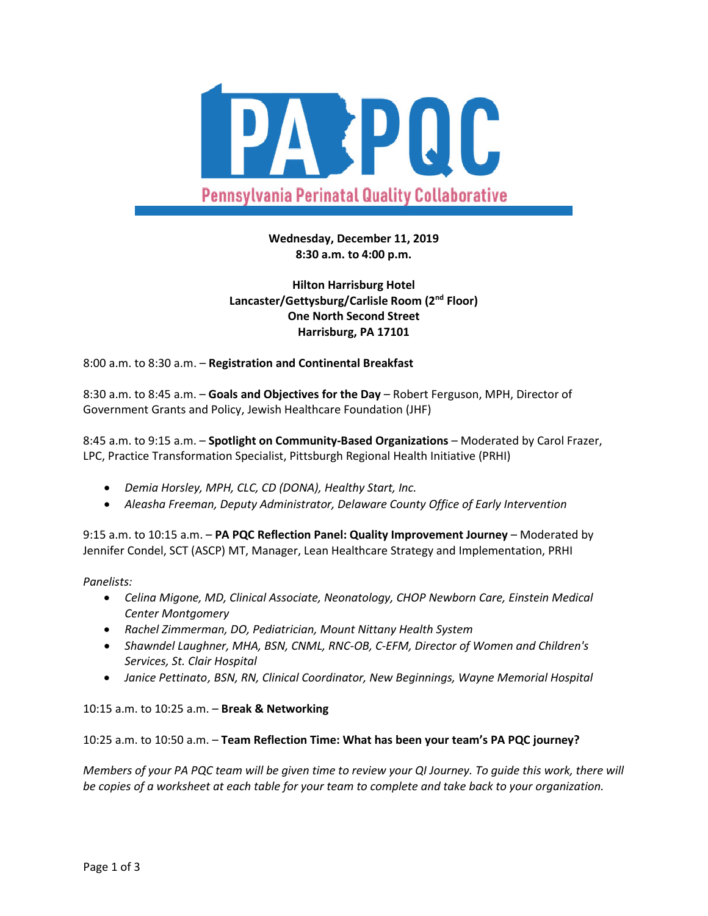# PA PQC

**Pennsylvania Perinatal Quality Collaborative**

**Wednesday, December 11, 2019**
**8:30 a.m. to 4:00 p.m.**

**Hilton Harrisburg Hotel**
**Lancaster/Gettysburg/Carlisle Room (2nd Floor)**
**One North Second Street**
**Harrisburg, PA 17101**

8:00 a.m. to 8:30 a.m. – **Registration and Continental Breakfast**

8:30 a.m. to 8:45 a.m. – **Goals and Objectives for the Day** – Robert Ferguson, MPH, Director of Government Grants and Policy, Jewish Healthcare Foundation (JHF)

8:45 a.m. to 9:15 a.m. – **Spotlight on Community-Based Organizations** – Moderated by Carol Frazer, LPC, Practice Transformation Specialist, Pittsburgh Regional Health Initiative (PRHI)

- *Demia Horsley, MPH, CLC, CD (DONA), Healthy Start, Inc.*
- *Aleasha Freeman, Deputy Administrator, Delaware County Office of Early Intervention*

9:15 a.m. to 10:15 a.m. – **PA PQC Reflection Panel: Quality Improvement Journey** – Moderated by Jennifer Condel, SCT (ASCP) MT, Manager, Lean Healthcare Strategy and Implementation, PRHI

*Panelists:*

- *Celina Migone, MD, Clinical Associate, Neonatology, CHOP Newborn Care, Einstein Medical Center Montgomery*
- *Rachel Zimmerman, DO, Pediatrician, Mount Nittany Health System*
- *Shawndel Laughner, MHA, BSN, CNML, RNC-OB, C-EFM, Director of Women and Children's Services, St. Clair Hospital*
- *Janice Pettinato, BSN, RN, Clinical Coordinator, New Beginnings, Wayne Memorial Hospital*

10:15 a.m. to 10:25 a.m. – **Break & Networking**

10:25 a.m. to 10:50 a.m. – **Team Reflection Time: What has been your team's PA PQC journey?**

*Members of your PA PQC team will be given time to review your QI Journey. To guide this work, there will be copies of a worksheet at each table for your team to complete and take back to your organization.*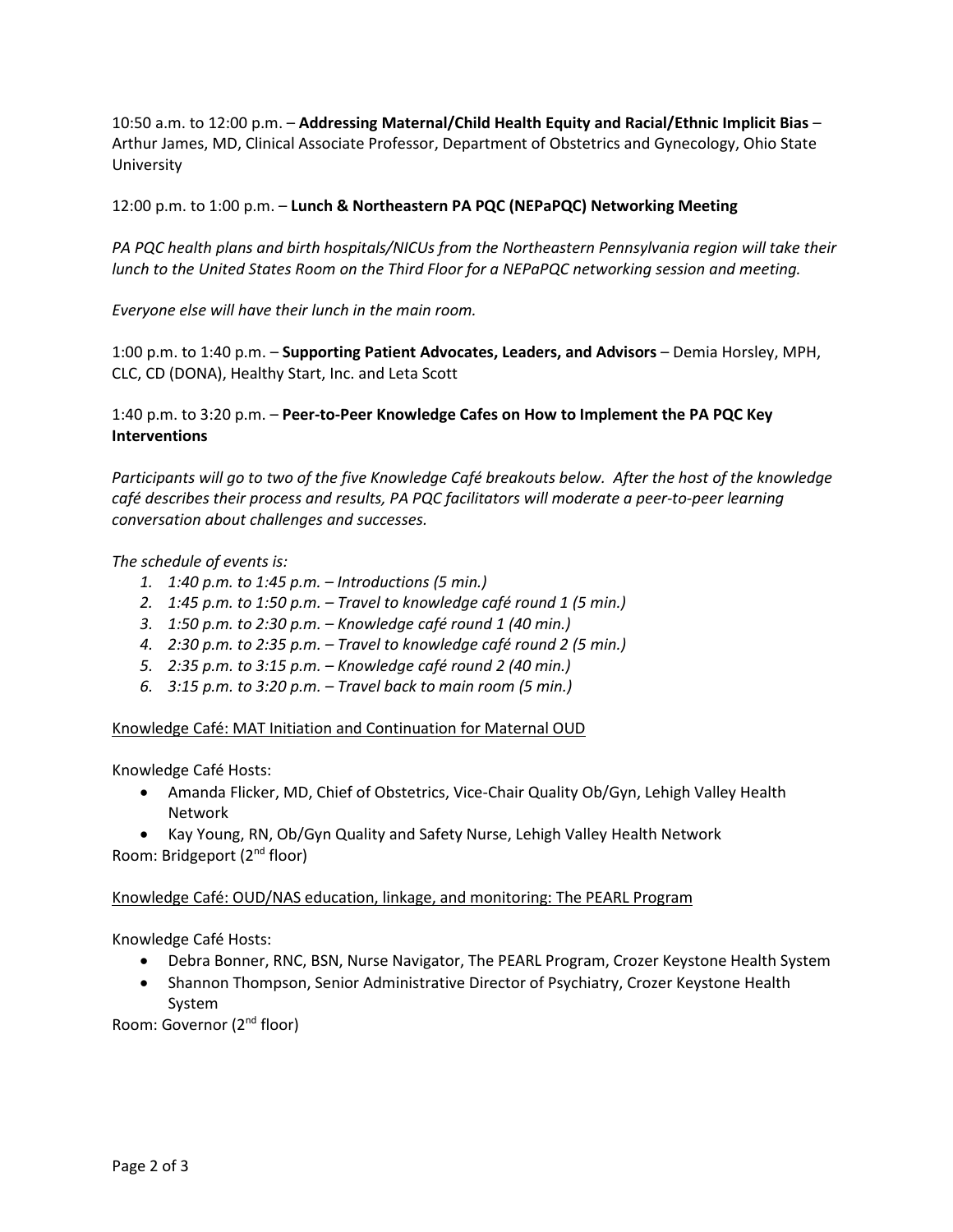10:50 a.m. to 12:00 p.m. – **Addressing Maternal/Child Health Equity and Racial/Ethnic Implicit Bias** – Arthur James, MD, Clinical Associate Professor, Department of Obstetrics and Gynecology, Ohio State University

12:00 p.m. to 1:00 p.m. – **Lunch & Northeastern PA PQC (NEPaPQC) Networking Meeting**

*PA PQC health plans and birth hospitals/NICUs from the Northeastern Pennsylvania region will take their lunch to the United States Room on the Third Floor for a NEPaPQC networking session and meeting.*

*Everyone else will have their lunch in the main room.*

1:00 p.m. to 1:40 p.m. – **Supporting Patient Advocates, Leaders, and Advisors** – Demia Horsley, MPH, CLC, CD (DONA), Healthy Start, Inc. and Leta Scott

1:40 p.m. to 3:20 p.m. – **Peer-to-Peer Knowledge Cafes on How to Implement the PA PQC Key Interventions**

*Participants will go to two of the five Knowledge Café breakouts below. After the host of the knowledge café describes their process and results, PA PQC facilitators will moderate a peer-to-peer learning conversation about challenges and successes.*

*The schedule of events is:*

1. *1:40 p.m. to 1:45 p.m. – Introductions (5 min.)*
2. *1:45 p.m. to 1:50 p.m. – Travel to knowledge café round 1 (5 min.)*
3. *1:50 p.m. to 2:30 p.m. – Knowledge café round 1 (40 min.)*
4. *2:30 p.m. to 2:35 p.m. – Travel to knowledge café round 2 (5 min.)*
5. *2:35 p.m. to 3:15 p.m. – Knowledge café round 2 (40 min.)*
6. *3:15 p.m. to 3:20 p.m. – Travel back to main room (5 min.)*

<u>Knowledge Café: MAT Initiation and Continuation for Maternal OUD</u>

Knowledge Café Hosts:

- Amanda Flicker, MD, Chief of Obstetrics, Vice-Chair Quality Ob/Gyn, Lehigh Valley Health Network
- Kay Young, RN, Ob/Gyn Quality and Safety Nurse, Lehigh Valley Health Network

Room: Bridgeport (2nd floor)

<u>Knowledge Café: OUD/NAS education, linkage, and monitoring: The PEARL Program</u>

Knowledge Café Hosts:

- Debra Bonner, RNC, BSN, Nurse Navigator, The PEARL Program, Crozer Keystone Health System
- Shannon Thompson, Senior Administrative Director of Psychiatry, Crozer Keystone Health System

Room: Governor (2nd floor)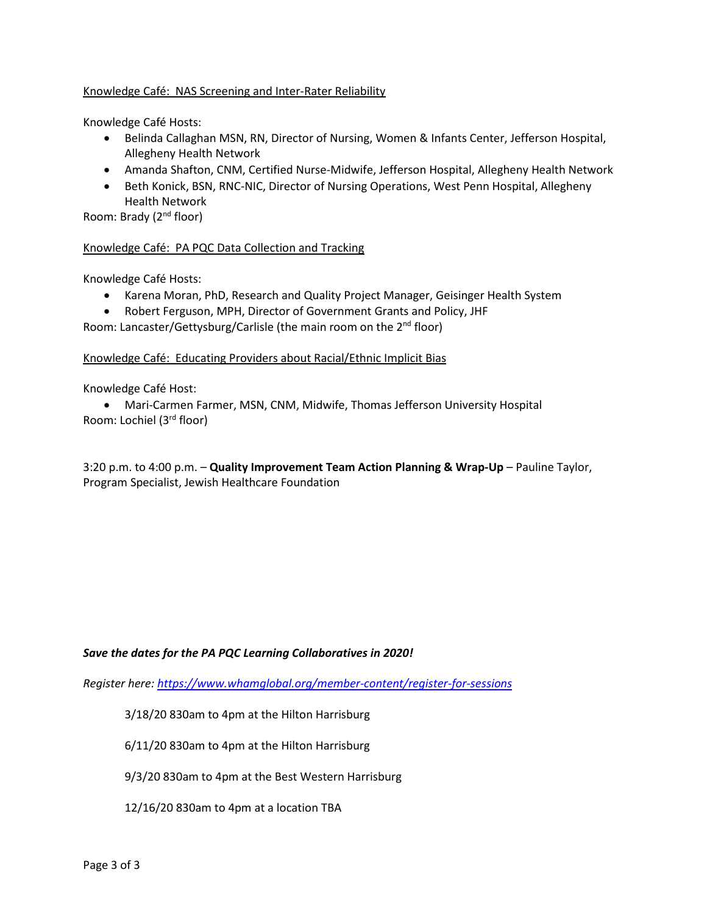Knowledge Café: NAS Screening and Inter-Rater Reliability

Knowledge Café Hosts:

- Belinda Callaghan MSN, RN, Director of Nursing, Women & Infants Center, Jefferson Hospital, Allegheny Health Network
- Amanda Shafton, CNM, Certified Nurse-Midwife, Jefferson Hospital, Allegheny Health Network
- Beth Konick, BSN, RNC-NIC, Director of Nursing Operations, West Penn Hospital, Allegheny Health Network

Room: Brady (2nd floor)

Knowledge Café: PA PQC Data Collection and Tracking

Knowledge Café Hosts:

- Karena Moran, PhD, Research and Quality Project Manager, Geisinger Health System
- Robert Ferguson, MPH, Director of Government Grants and Policy, JHF

Room: Lancaster/Gettysburg/Carlisle (the main room on the 2nd floor)

Knowledge Café: Educating Providers about Racial/Ethnic Implicit Bias

Knowledge Café Host:

- Mari-Carmen Farmer, MSN, CNM, Midwife, Thomas Jefferson University Hospital

Room: Lochiel (3rd floor)

3:20 p.m. to 4:00 p.m. – **Quality Improvement Team Action Planning & Wrap-Up** – Pauline Taylor, Program Specialist, Jewish Healthcare Foundation

***Save the dates for the PA PQC Learning Collaboratives in 2020!***

*Register here: https://www.whamglobal.org/member-content/register-for-sessions*

3/18/20 830am to 4pm at the Hilton Harrisburg

6/11/20 830am to 4pm at the Hilton Harrisburg

9/3/20 830am to 4pm at the Best Western Harrisburg

12/16/20 830am to 4pm at a location TBA